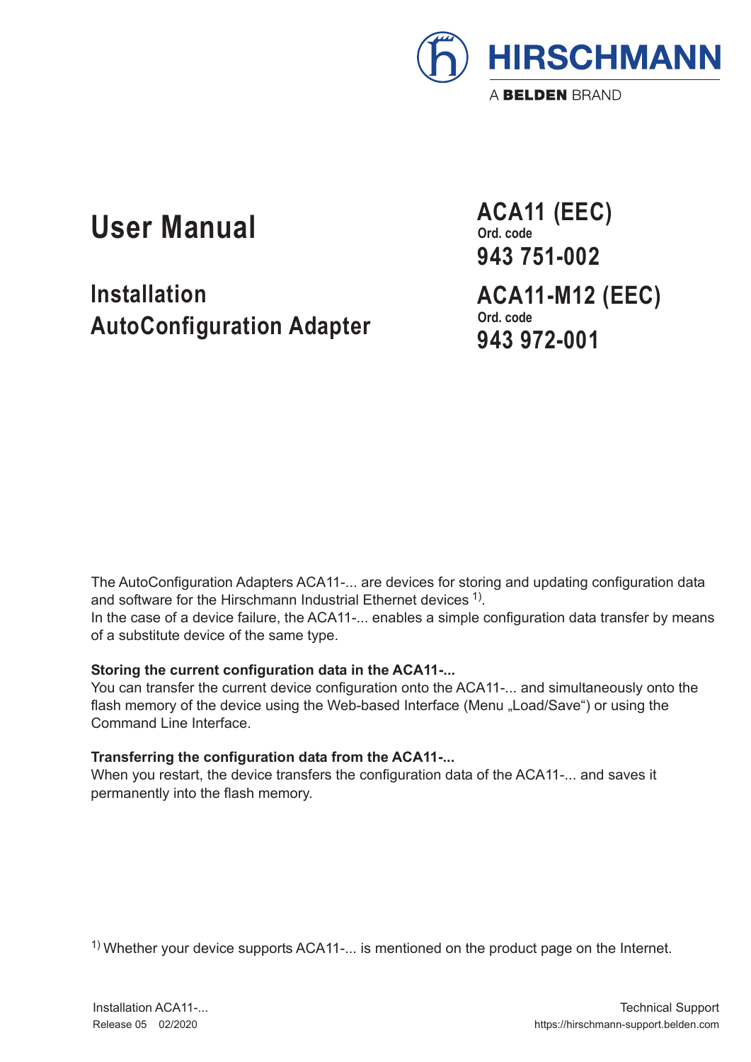HIRSCHMANN

A BELDEN BRAND

# User Manual

## Installation
## AutoConfiguration Adapter

**ACA11 (EEC)**
**Ord. code**
**943 751-002**

**ACA11-M12 (EEC)**
**Ord. code**
**943 972-001**

The AutoConfiguration Adapters ACA11-... are devices for storing and updating configuration data and software for the Hirschmann Industrial Ethernet devices [1].
In the case of a device failure, the ACA11-... enables a simple configuration data transfer by means of a substitute device of the same type.

**Storing the current configuration data in the ACA11-...**
You can transfer the current device configuration onto the ACA11-... and simultaneously onto the flash memory of the device using the Web-based Interface (Menu „Load/Save") or using the Command Line Interface.

**Transferring the configuration data from the ACA11-...**
When you restart, the device transfers the configuration data of the ACA11-... and saves it permanently into the flash memory.

[1] Whether your device supports ACA11-... is mentioned on the product page on the Internet.

Installation ACA11-...
Release 05 02/2020

Technical Support
https://hirschmann-support.belden.com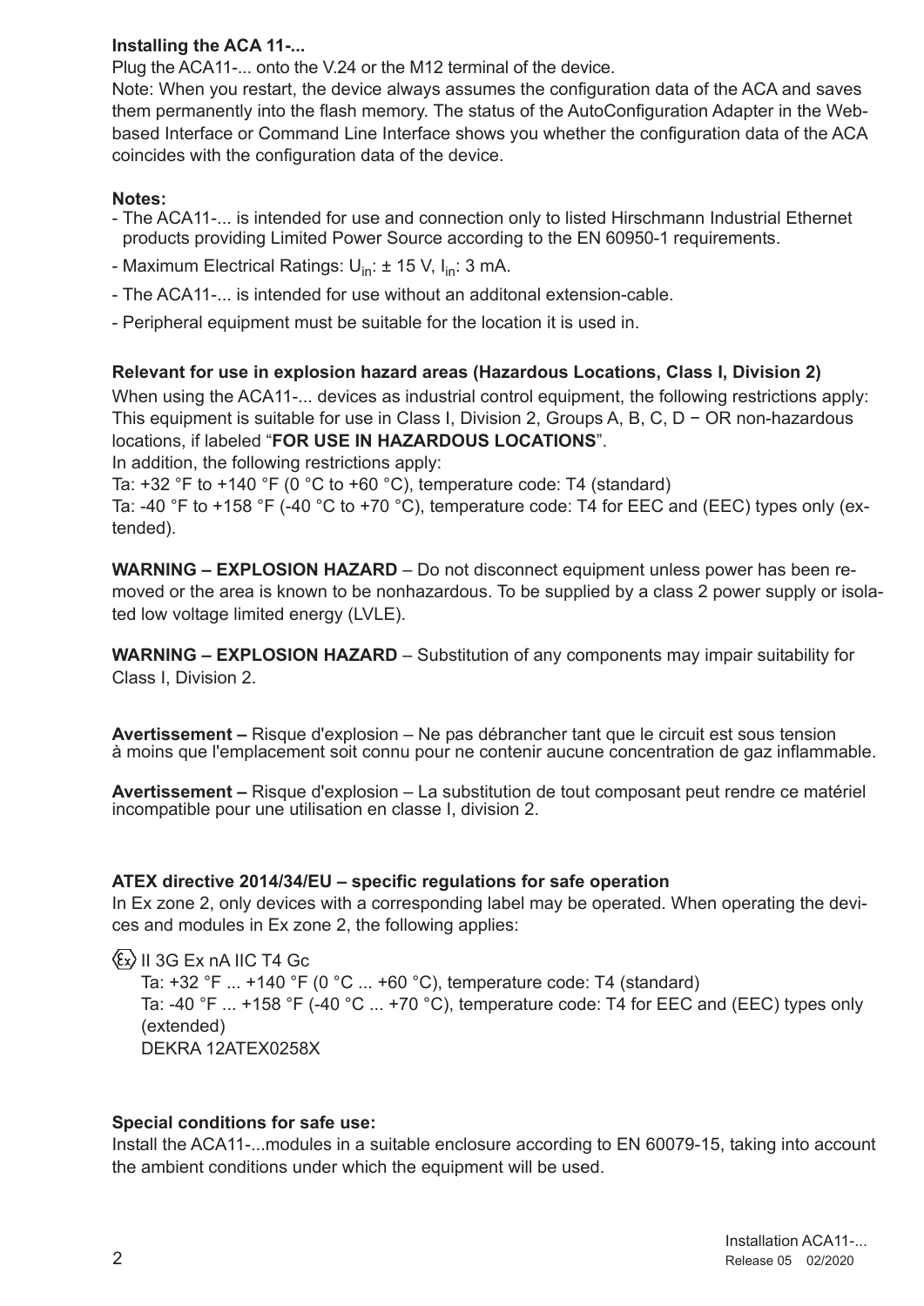**Installing the ACA 11-...**

Plug the ACA11-... onto the V.24 or the M12 terminal of the device.
Note: When you restart, the device always assumes the configuration data of the ACA and saves them permanently into the flash memory. The status of the AutoConfiguration Adapter in the Web-based Interface or Command Line Interface shows you whether the configuration data of the ACA coincides with the configuration data of the device.

**Notes:**

- The ACA11-... is intended for use and connection only to listed Hirschmann Industrial Ethernet products providing Limited Power Source according to the EN 60950-1 requirements.
- Maximum Electrical Ratings: $U_{in}$: ± 15 V, $I_{in}$: 3 mA.
- The ACA11-... is intended for use without an additonal extension-cable.
- Peripheral equipment must be suitable for the location it is used in.

**Relevant for use in explosion hazard areas (Hazardous Locations, Class I, Division 2)**

When using the ACA11-... devices as industrial control equipment, the following restrictions apply: This equipment is suitable for use in Class I, Division 2, Groups A, B, C, D − OR non-hazardous locations, if labeled "**FOR USE IN HAZARDOUS LOCATIONS**".
In addition, the following restrictions apply:
Ta: +32 °F to +140 °F (0 °C to +60 °C), temperature code: T4 (standard)
Ta: -40 °F to +158 °F (-40 °C to +70 °C), temperature code: T4 for EEC and (EEC) types only (extended).

**WARNING – EXPLOSION HAZARD** – Do not disconnect equipment unless power has been removed or the area is known to be nonhazardous. To be supplied by a class 2 power supply or isolated low voltage limited energy (LVLE).

**WARNING – EXPLOSION HAZARD** – Substitution of any components may impair suitability for Class I, Division 2.

**Avertissement –** Risque d'explosion – Ne pas débrancher tant que le circuit est sous tension à moins que l'emplacement soit connu pour ne contenir aucune concentration de gaz inflammable.

**Avertissement –** Risque d'explosion – La substitution de tout composant peut rendre ce matériel incompatible pour une utilisation en classe I, division 2.

**ATEX directive 2014/34/EU – specific regulations for safe operation**

In Ex zone 2, only devices with a corresponding label may be operated. When operating the devices and modules in Ex zone 2, the following applies:

Ex II 3G Ex nA IIC T4 Gc
Ta: +32 °F ... +140 °F (0 °C ... +60 °C), temperature code: T4 (standard)
Ta: -40 °F ... +158 °F (-40 °C ... +70 °C), temperature code: T4 for EEC and (EEC) types only (extended)
DEKRA 12ATEX0258X

**Special conditions for safe use:**

Install the ACA11-...modules in a suitable enclosure according to EN 60079-15, taking into account the ambient conditions under which the equipment will be used.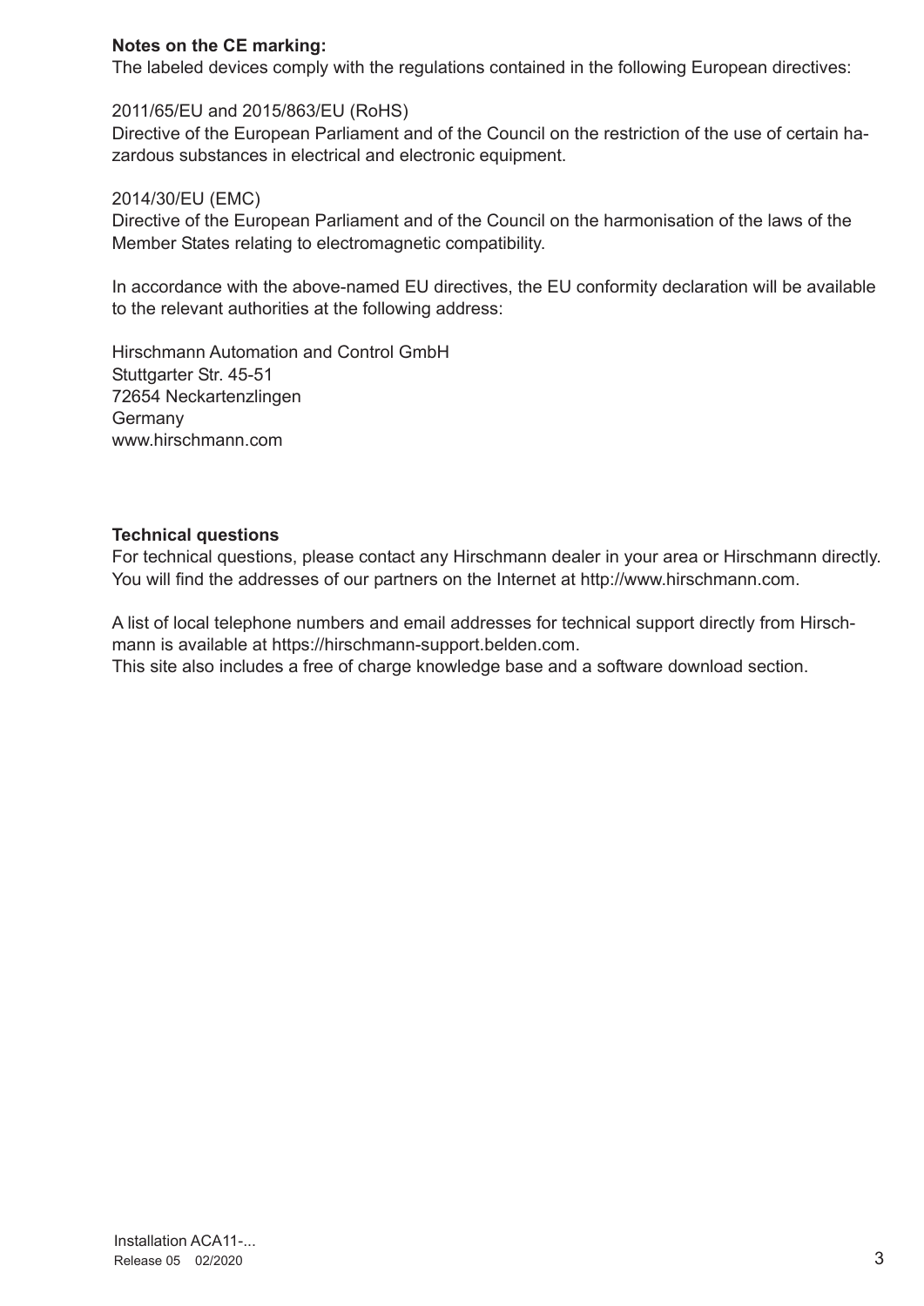**Notes on the CE marking:**
The labeled devices comply with the regulations contained in the following European directives:

2011/65/EU and 2015/863/EU (RoHS)
Directive of the European Parliament and of the Council on the restriction of the use of certain hazardous substances in electrical and electronic equipment.

2014/30/EU (EMC)
Directive of the European Parliament and of the Council on the harmonisation of the laws of the Member States relating to electromagnetic compatibility.

In accordance with the above-named EU directives, the EU conformity declaration will be available to the relevant authorities at the following address:

Hirschmann Automation and Control GmbH
Stuttgarter Str. 45-51
72654 Neckartenzlingen
Germany
www.hirschmann.com

**Technical questions**
For technical questions, please contact any Hirschmann dealer in your area or Hirschmann directly. You will find the addresses of our partners on the Internet at http://www.hirschmann.com.

A list of local telephone numbers and email addresses for technical support directly from Hirschmann is available at https://hirschmann-support.belden.com.
This site also includes a free of charge knowledge base and a software download section.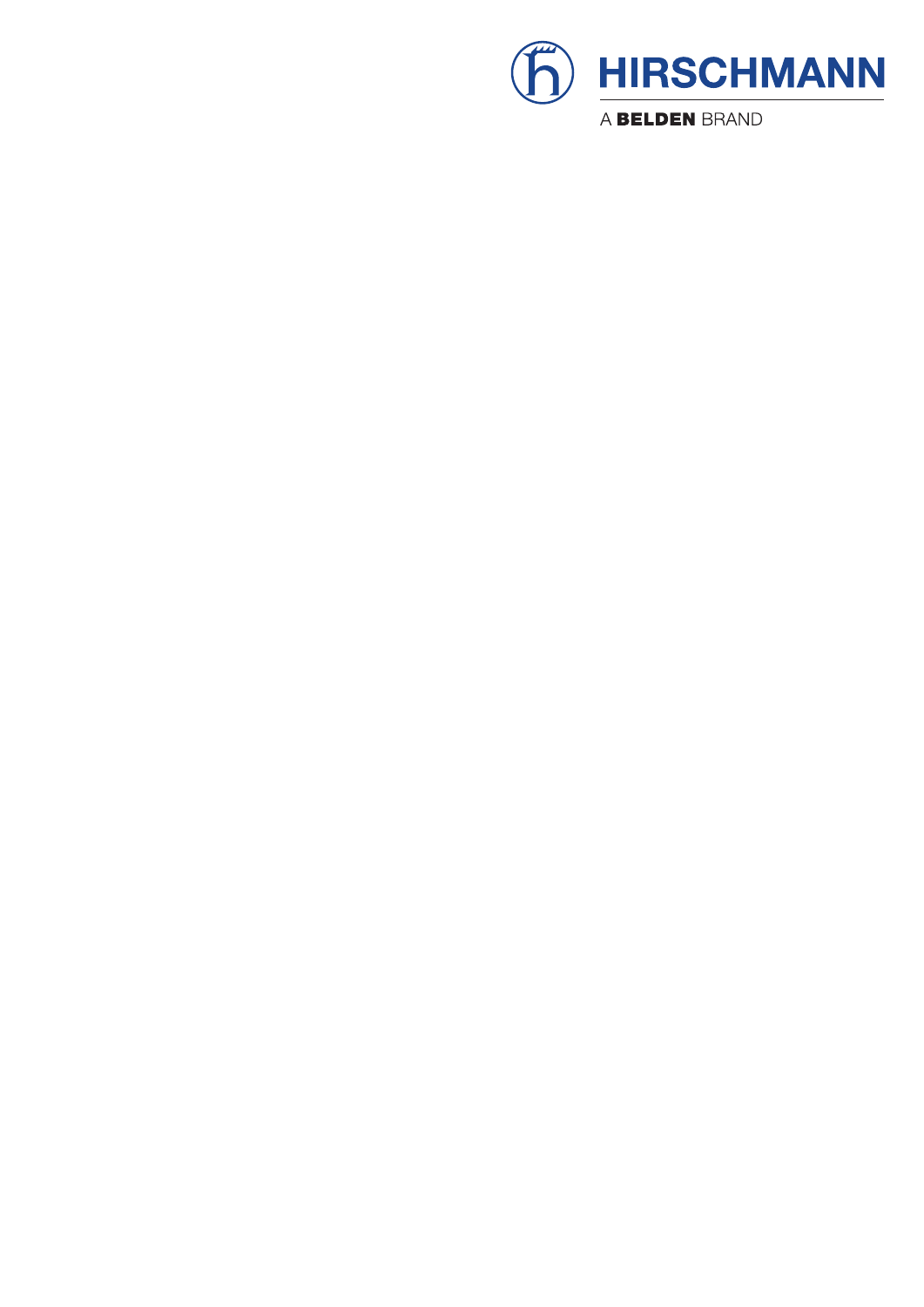HIRSCHMANN

A BELDEN BRAND